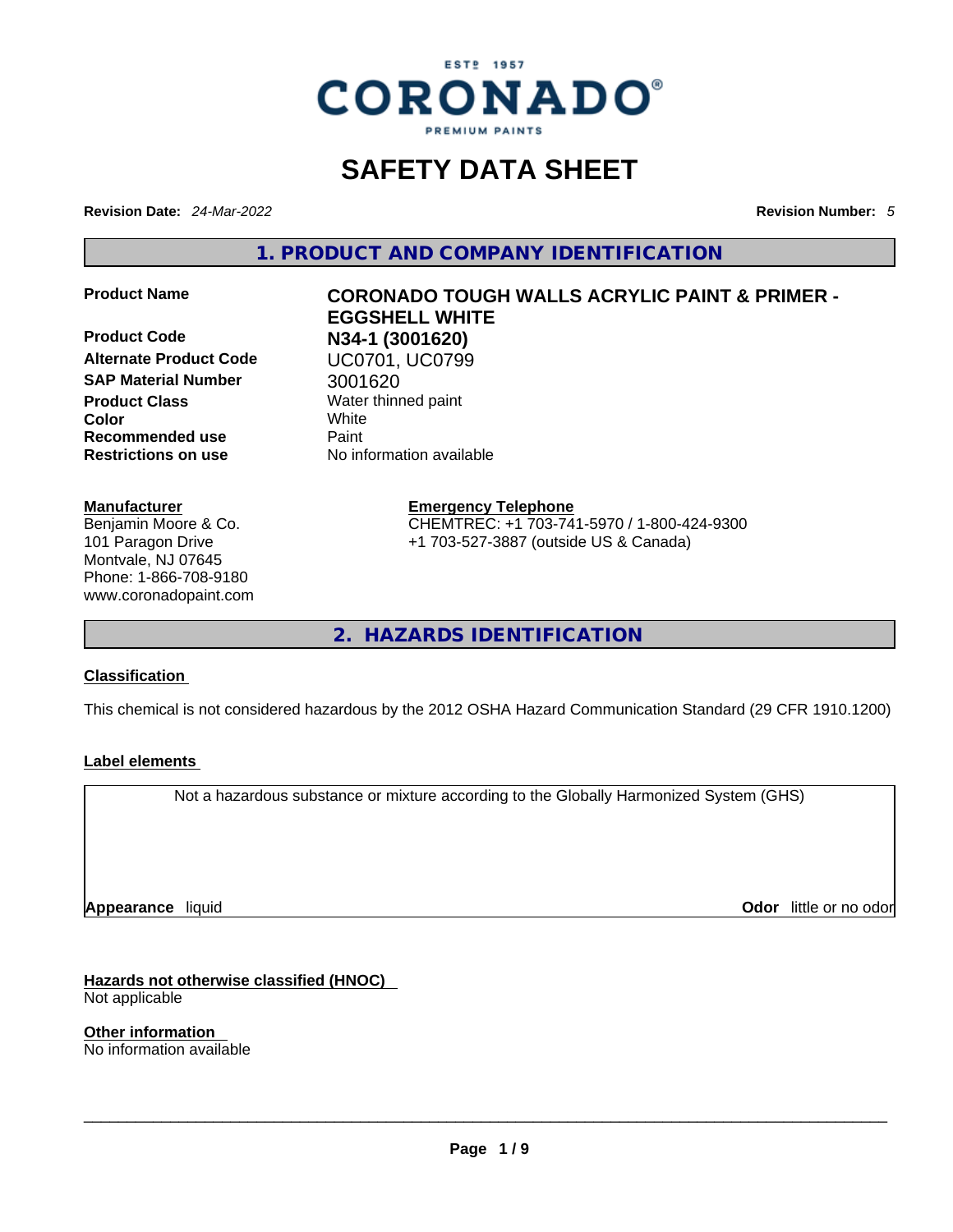ESTD 1957

**CORONADO®**

PREMIUM PAINTS

# SAFETY DATA SHEET

**Revision Date:** *24-Mar-2022*

**Revision Number:** *5*

## 1. PRODUCT AND COMPANY IDENTIFICATION

| | |
|---|---|
| **Product Name** | **CORONADO TOUGH WALLS ACRYLIC PAINT & PRIMER - EGGSHELL WHITE** |
| **Product Code** | **N34-1 (3001620)** |
| **Alternate Product Code** | UC0701, UC0799 |
| **SAP Material Number** | 3001620 |
| **Product Class** | Water thinned paint |
| **Color** | White |
| **Recommended use** | Paint |
| **Restrictions on use** | No information available |

**Manufacturer**
Benjamin Moore & Co.
101 Paragon Drive
Montvale, NJ 07645
Phone: 1-866-708-9180
www.coronadopaint.com

**Emergency Telephone**
CHEMTREC: +1 703-741-5970 / 1-800-424-9300
+1 703-527-3887 (outside US & Canada)

## 2. HAZARDS IDENTIFICATION

**Classification**

This chemical is not considered hazardous by the 2012 OSHA Hazard Communication Standard (29 CFR 1910.1200)

**Label elements**

Not a hazardous substance or mixture according to the Globally Harmonized System (GHS)

**Appearance** liquid

**Odor** little or no odor

**Hazards not otherwise classified (HNOC)**
Not applicable

**Other information**
No information available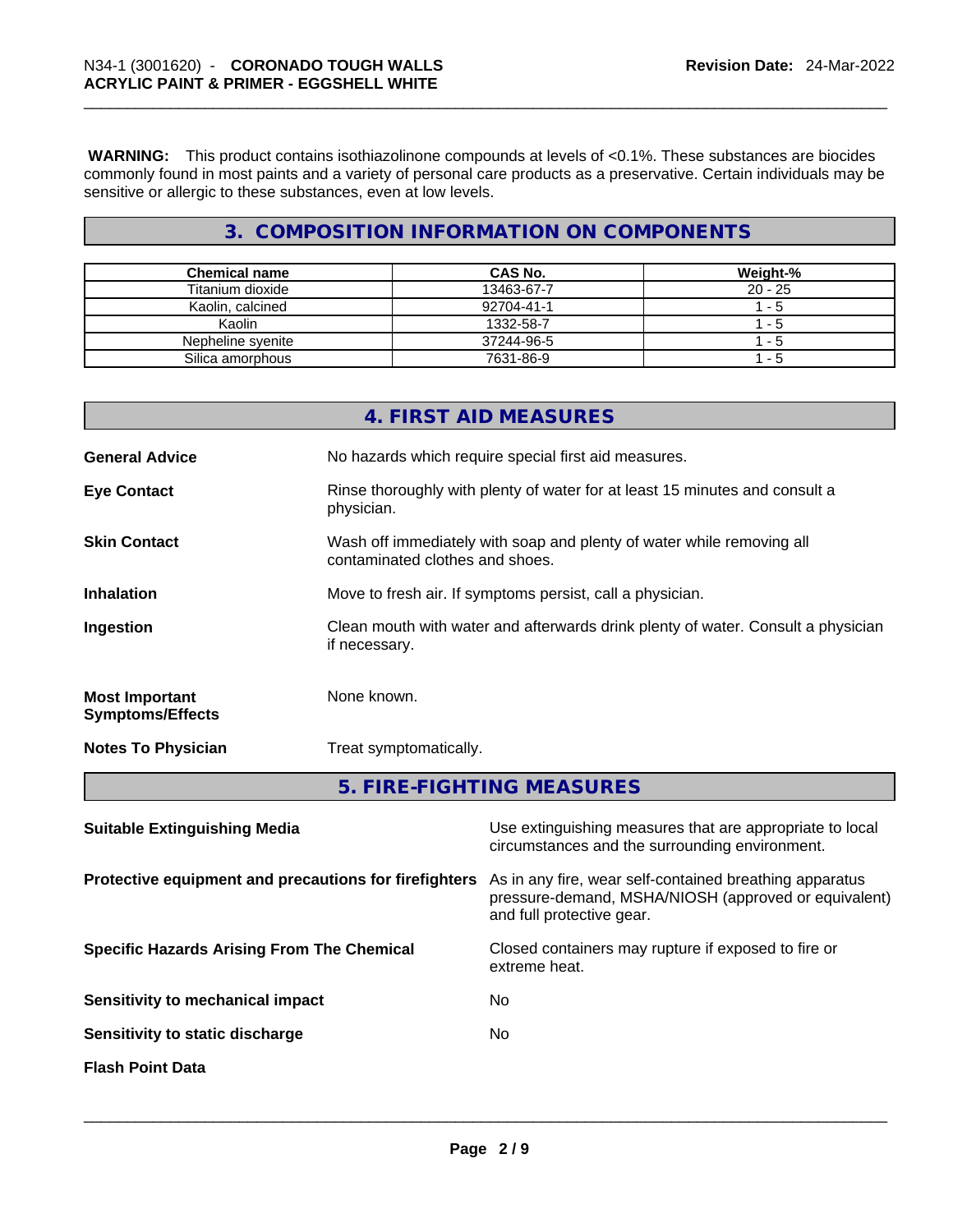**WARNING:** This product contains isothiazolinone compounds at levels of <0.1%. These substances are biocides commonly found in most paints and a variety of personal care products as a preservative. Certain individuals may be sensitive or allergic to these substances, even at low levels.

## 3. COMPOSITION INFORMATION ON COMPONENTS

| Chemical name | CAS No. | Weight-% |
|---|---|---|
| Titanium dioxide | 13463-67-7 | 20 - 25 |
| Kaolin, calcined | 92704-41-1 | 1 - 5 |
| Kaolin | 1332-58-7 | 1 - 5 |
| Nepheline syenite | 37244-96-5 | 1 - 5 |
| Silica amorphous | 7631-86-9 | 1 - 5 |

## 4. FIRST AID MEASURES

**General Advice** No hazards which require special first aid measures.

**Eye Contact** Rinse thoroughly with plenty of water for at least 15 minutes and consult a physician.

**Skin Contact** Wash off immediately with soap and plenty of water while removing all contaminated clothes and shoes.

**Inhalation** Move to fresh air. If symptoms persist, call a physician.

**Ingestion** Clean mouth with water and afterwards drink plenty of water. Consult a physician if necessary.

**Most Important Symptoms/Effects** None known.

**Notes To Physician** Treat symptomatically.

## 5. FIRE-FIGHTING MEASURES

**Suitable Extinguishing Media** Use extinguishing measures that are appropriate to local circumstances and the surrounding environment.

**Protective equipment and precautions for firefighters** As in any fire, wear self-contained breathing apparatus pressure-demand, MSHA/NIOSH (approved or equivalent) and full protective gear.

**Specific Hazards Arising From The Chemical** Closed containers may rupture if exposed to fire or extreme heat.

**Sensitivity to mechanical impact** No

**Sensitivity to static discharge** No

**Flash Point Data**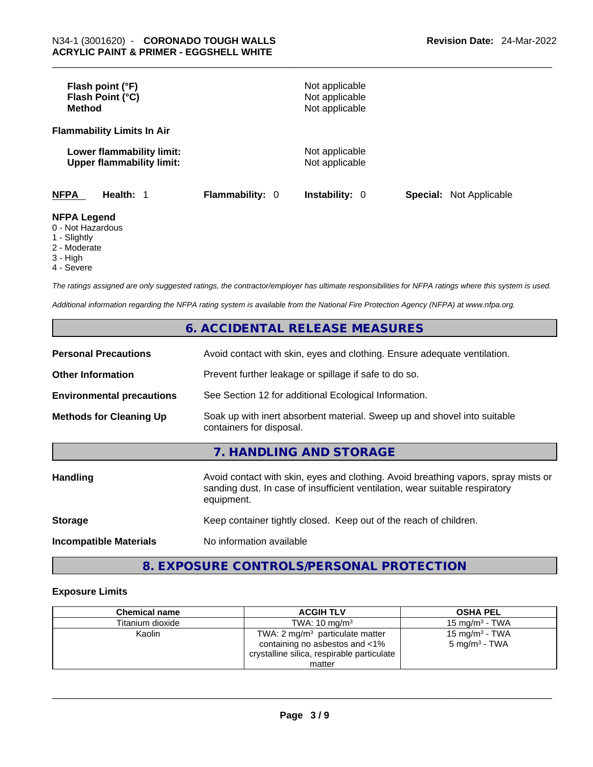**Flash point (°F)** Not applicable
**Flash Point (°C)** Not applicable
**Method** Not applicable

**Flammability Limits In Air**

**Lower flammability limit:** Not applicable
**Upper flammability limit:** Not applicable

**NFPA** **Health:** 1 **Flammability:** 0 **Instability:** 0 **Special:** Not Applicable

**NFPA Legend**
0 - Not Hazardous
1 - Slightly
2 - Moderate
3 - High
4 - Severe

*The ratings assigned are only suggested ratings, the contractor/employer has ultimate responsibilities for NFPA ratings where this system is used.*

*Additional information regarding the NFPA rating system is available from the National Fire Protection Agency (NFPA) at www.nfpa.org.*

## 6. ACCIDENTAL RELEASE MEASURES

**Personal Precautions** Avoid contact with skin, eyes and clothing. Ensure adequate ventilation.

**Other Information** Prevent further leakage or spillage if safe to do so.

**Environmental precautions** See Section 12 for additional Ecological Information.

**Methods for Cleaning Up** Soak up with inert absorbent material. Sweep up and shovel into suitable containers for disposal.

## 7. HANDLING AND STORAGE

**Handling** Avoid contact with skin, eyes and clothing. Avoid breathing vapors, spray mists or sanding dust. In case of insufficient ventilation, wear suitable respiratory equipment.

**Storage** Keep container tightly closed. Keep out of the reach of children.

**Incompatible Materials** No information available

## 8. EXPOSURE CONTROLS/PERSONAL PROTECTION

### Exposure Limits

| Chemical name | ACGIH TLV | OSHA PEL |
|---|---|---|
| Titanium dioxide | TWA: 10 mg/m³ | 15 mg/m³ - TWA |
| Kaolin | TWA: 2 mg/m³ particulate matter containing no asbestos and <1% crystalline silica, respirable particulate matter | 15 mg/m³ - TWA<br>5 mg/m³ - TWA |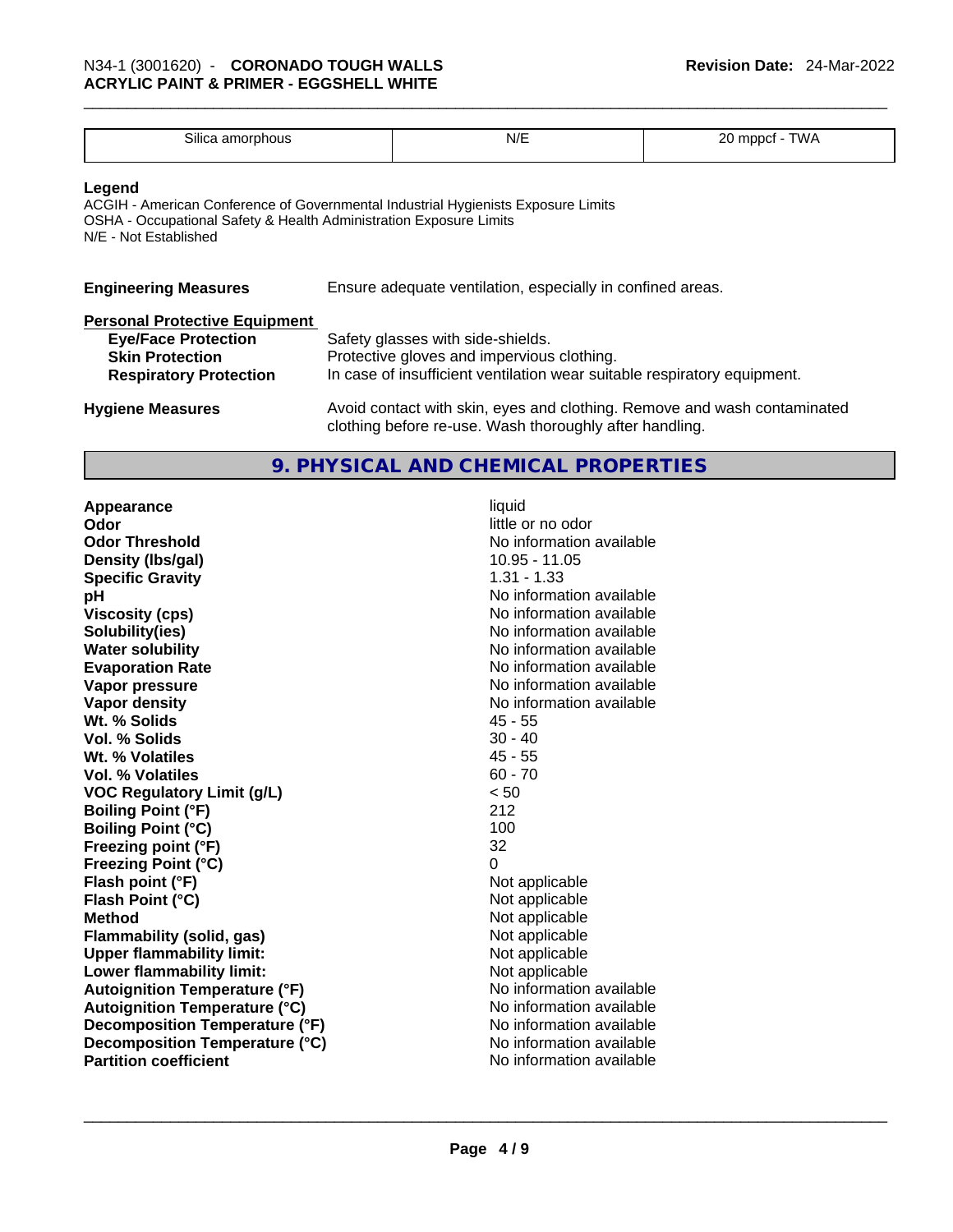| Silica amorphous | N/E | 20 mppcf - TWA |
|---|---|---|

**Legend**

ACGIH - American Conference of Governmental Industrial Hygienists Exposure Limits
OSHA - Occupational Safety & Health Administration Exposure Limits
N/E - Not Established

**Engineering Measures** Ensure adequate ventilation, especially in confined areas.

**Personal Protective Equipment**

**Eye/Face Protection** Safety glasses with side-shields.
**Skin Protection** Protective gloves and impervious clothing.
**Respiratory Protection** In case of insufficient ventilation wear suitable respiratory equipment.

**Hygiene Measures** Avoid contact with skin, eyes and clothing. Remove and wash contaminated clothing before re-use. Wash thoroughly after handling.

## 9. PHYSICAL AND CHEMICAL PROPERTIES

| | |
|---|---|
| **Appearance** | liquid |
| **Odor** | little or no odor |
| **Odor Threshold** | No information available |
| **Density (lbs/gal)** | 10.95 - 11.05 |
| **Specific Gravity** | 1.31 - 1.33 |
| **pH** | No information available |
| **Viscosity (cps)** | No information available |
| **Solubility(ies)** | No information available |
| **Water solubility** | No information available |
| **Evaporation Rate** | No information available |
| **Vapor pressure** | No information available |
| **Vapor density** | No information available |
| **Wt. % Solids** | 45 - 55 |
| **Vol. % Solids** | 30 - 40 |
| **Wt. % Volatiles** | 45 - 55 |
| **Vol. % Volatiles** | 60 - 70 |
| **VOC Regulatory Limit (g/L)** | < 50 |
| **Boiling Point (°F)** | 212 |
| **Boiling Point (°C)** | 100 |
| **Freezing point (°F)** | 32 |
| **Freezing Point (°C)** | 0 |
| **Flash point (°F)** | Not applicable |
| **Flash Point (°C)** | Not applicable |
| **Method** | Not applicable |
| **Flammability (solid, gas)** | Not applicable |
| **Upper flammability limit:** | Not applicable |
| **Lower flammability limit:** | Not applicable |
| **Autoignition Temperature (°F)** | No information available |
| **Autoignition Temperature (°C)** | No information available |
| **Decomposition Temperature (°F)** | No information available |
| **Decomposition Temperature (°C)** | No information available |
| **Partition coefficient** | No information available |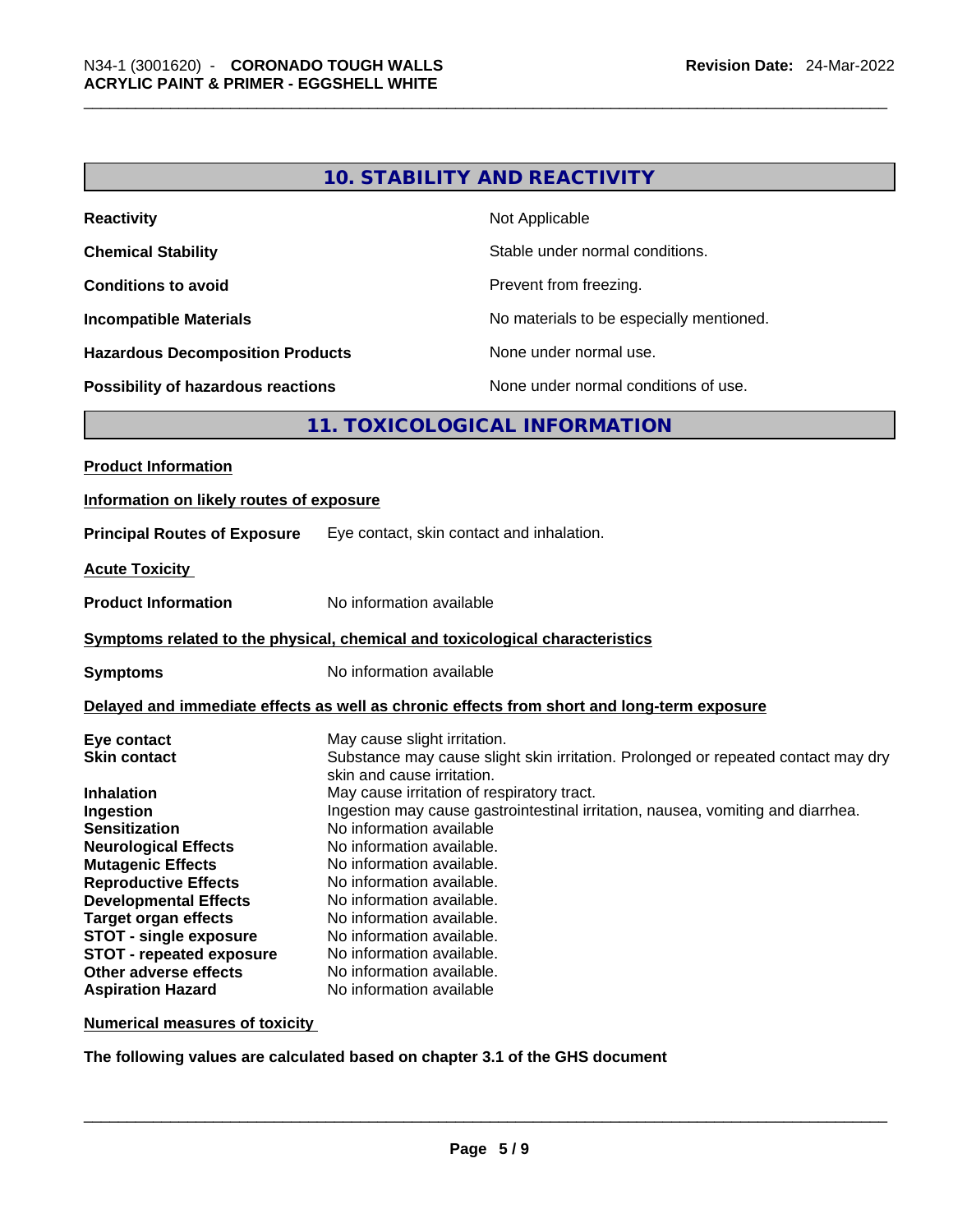## 10. STABILITY AND REACTIVITY

| | |
|---|---|
| **Reactivity** | Not Applicable |
| **Chemical Stability** | Stable under normal conditions. |
| **Conditions to avoid** | Prevent from freezing. |
| **Incompatible Materials** | No materials to be especially mentioned. |
| **Hazardous Decomposition Products** | None under normal use. |
| **Possibility of hazardous reactions** | None under normal conditions of use. |

## 11. TOXICOLOGICAL INFORMATION

**Product Information**

**Information on likely routes of exposure**

**Principal Routes of Exposure** Eye contact, skin contact and inhalation.

**Acute Toxicity**

**Product Information** No information available

**Symptoms related to the physical, chemical and toxicological characteristics**

**Symptoms** No information available

**Delayed and immediate effects as well as chronic effects from short and long-term exposure**

| | |
|---|---|
| **Eye contact** | May cause slight irritation. |
| **Skin contact** | Substance may cause slight skin irritation. Prolonged or repeated contact may dry skin and cause irritation. |
| **Inhalation** | May cause irritation of respiratory tract. |
| **Ingestion** | Ingestion may cause gastrointestinal irritation, nausea, vomiting and diarrhea. |
| **Sensitization** | No information available |
| **Neurological Effects** | No information available. |
| **Mutagenic Effects** | No information available. |
| **Reproductive Effects** | No information available. |
| **Developmental Effects** | No information available. |
| **Target organ effects** | No information available. |
| **STOT - single exposure** | No information available. |
| **STOT - repeated exposure** | No information available. |
| **Other adverse effects** | No information available. |
| **Aspiration Hazard** | No information available |

**Numerical measures of toxicity**

**The following values are calculated based on chapter 3.1 of the GHS document**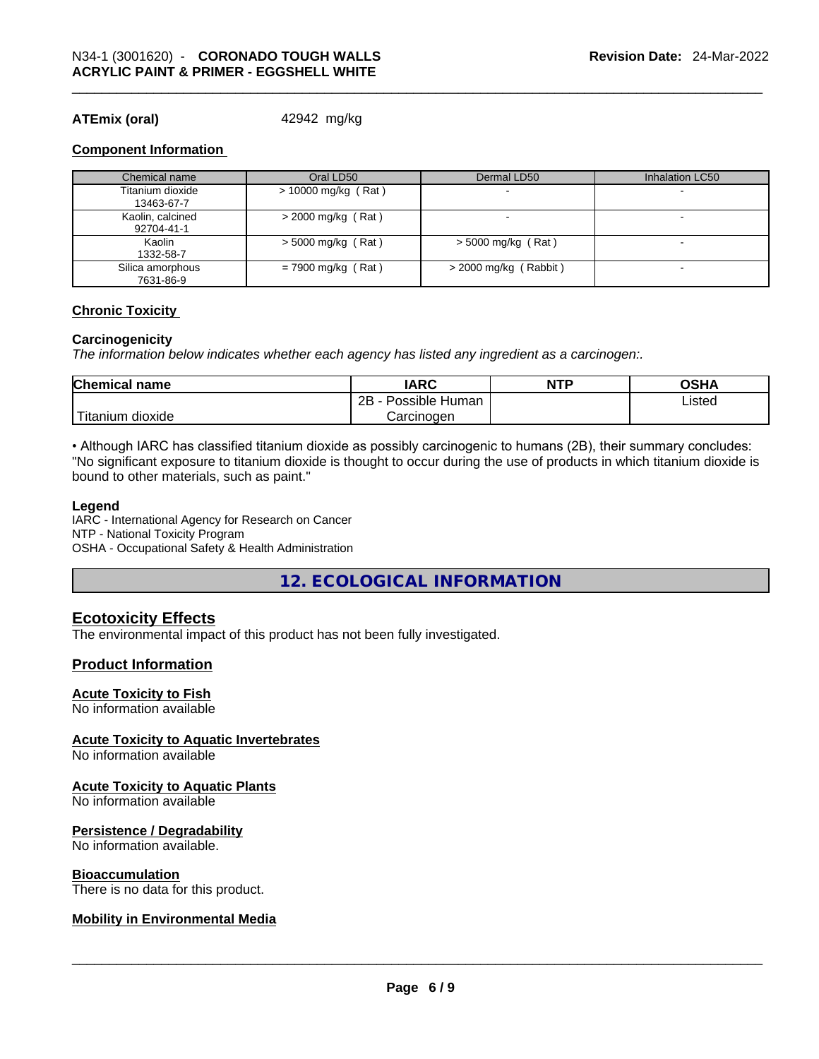**ATEmix (oral)** 42942 mg/kg

**Component Information**

| Chemical name | Oral LD50 | Dermal LD50 | Inhalation LC50 |
|---|---|---|---|
| Titanium dioxide<br>13463-67-7 | > 10000 mg/kg ( Rat ) | - | - |
| Kaolin, calcined<br>92704-41-1 | > 2000 mg/kg ( Rat ) | - | - |
| Kaolin<br>1332-58-7 | > 5000 mg/kg ( Rat ) | > 5000 mg/kg ( Rat ) | - |
| Silica amorphous<br>7631-86-9 | = 7900 mg/kg ( Rat ) | > 2000 mg/kg ( Rabbit ) | - |

**Chronic Toxicity**

**Carcinogenicity**

*The information below indicates whether each agency has listed any ingredient as a carcinogen:.*

| Chemical name | IARC | NTP | OSHA |
|---|---|---|---|
| Titanium dioxide | 2B - Possible Human Carcinogen | | Listed |

• Although IARC has classified titanium dioxide as possibly carcinogenic to humans (2B), their summary concludes: "No significant exposure to titanium dioxide is thought to occur during the use of products in which titanium dioxide is bound to other materials, such as paint."

**Legend**

IARC - International Agency for Research on Cancer
NTP - National Toxicity Program
OSHA - Occupational Safety & Health Administration

## 12. ECOLOGICAL INFORMATION

### Ecotoxicity Effects

The environmental impact of this product has not been fully investigated.

### Product Information

**Acute Toxicity to Fish**

No information available

**Acute Toxicity to Aquatic Invertebrates**

No information available

**Acute Toxicity to Aquatic Plants**

No information available

**Persistence / Degradability**

No information available.

**Bioaccumulation**

There is no data for this product.

**Mobility in Environmental Media**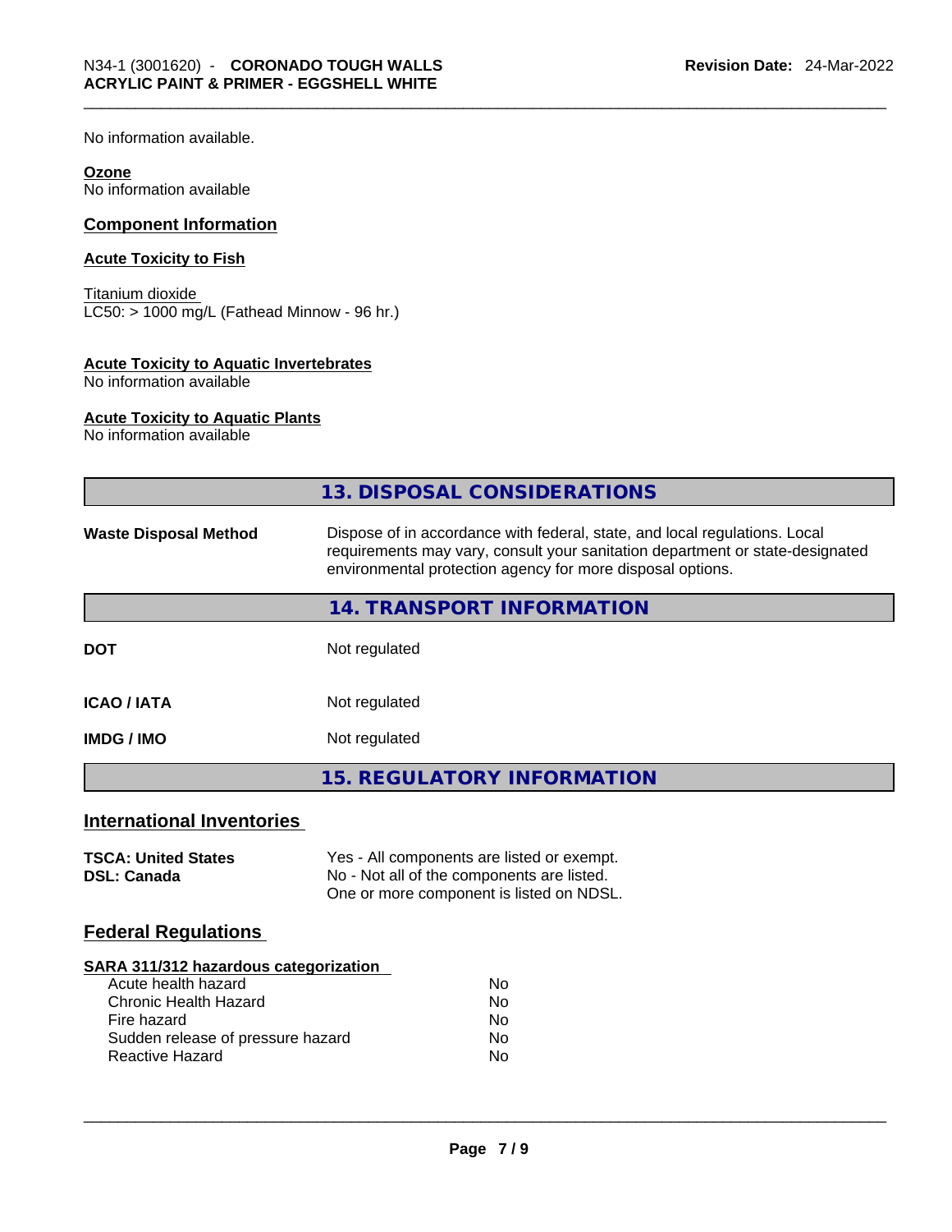No information available.

**Ozone**
No information available

## Component Information

**Acute Toxicity to Fish**

Titanium dioxide
LC50: > 1000 mg/L (Fathead Minnow - 96 hr.)

**Acute Toxicity to Aquatic Invertebrates**
No information available

**Acute Toxicity to Aquatic Plants**
No information available

## 13. DISPOSAL CONSIDERATIONS

| | |
|---|---|
| **Waste Disposal Method** | Dispose of in accordance with federal, state, and local regulations. Local requirements may vary, consult your sanitation department or state-designated environmental protection agency for more disposal options. |

## 14. TRANSPORT INFORMATION

| | |
|---|---|
| **DOT** | Not regulated |
| **ICAO / IATA** | Not regulated |
| **IMDG / IMO** | Not regulated |

## 15. REGULATORY INFORMATION

### International Inventories

| | |
|---|---|
| **TSCA: United States** | Yes - All components are listed or exempt. |
| **DSL: Canada** | No - Not all of the components are listed. One or more component is listed on NDSL. |

### Federal Regulations

**SARA 311/312 hazardous categorization**

| | |
|---|---|
| Acute health hazard | No |
| Chronic Health Hazard | No |
| Fire hazard | No |
| Sudden release of pressure hazard | No |
| Reactive Hazard | No |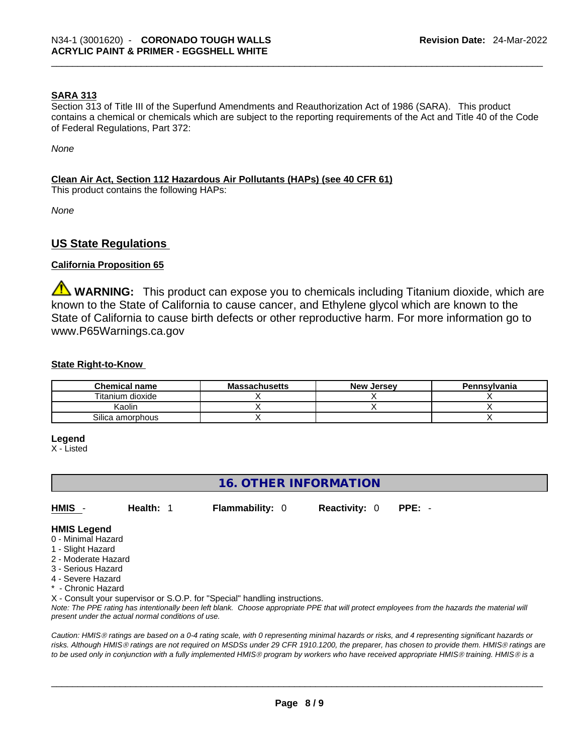**SARA 313**

Section 313 of Title III of the Superfund Amendments and Reauthorization Act of 1986 (SARA). This product contains a chemical or chemicals which are subject to the reporting requirements of the Act and Title 40 of the Code of Federal Regulations, Part 372:

*None*

**Clean Air Act, Section 112 Hazardous Air Pollutants (HAPs) (see 40 CFR 61)**

This product contains the following HAPs:

*None*

## US State Regulations

**California Proposition 65**

⚠ **WARNING:** This product can expose you to chemicals including Titanium dioxide, which are known to the State of California to cause cancer, and Ethylene glycol which are known to the State of California to cause birth defects or other reproductive harm. For more information go to www.P65Warnings.ca.gov

**State Right-to-Know**

| Chemical name | Massachusetts | New Jersey | Pennsylvania |
|---|---|---|---|
| Titanium dioxide | X | X | X |
| Kaolin | X | X | X |
| Silica amorphous | X | | X |

**Legend**
X - Listed

## 16. OTHER INFORMATION

**HMIS** - **Health:** 1 **Flammability:** 0 **Reactivity:** 0 **PPE:** -

**HMIS Legend**
0 - Minimal Hazard
1 - Slight Hazard
2 - Moderate Hazard
3 - Serious Hazard
4 - Severe Hazard
* - Chronic Hazard
X - Consult your supervisor or S.O.P. for "Special" handling instructions.

*Note: The PPE rating has intentionally been left blank. Choose appropriate PPE that will protect employees from the hazards the material will present under the actual normal conditions of use.*

*Caution: HMIS® ratings are based on a 0-4 rating scale, with 0 representing minimal hazards or risks, and 4 representing significant hazards or risks. Although HMIS® ratings are not required on MSDSs under 29 CFR 1910.1200, the preparer, has chosen to provide them. HMIS® ratings are to be used only in conjunction with a fully implemented HMIS® program by workers who have received appropriate HMIS® training. HMIS® is a*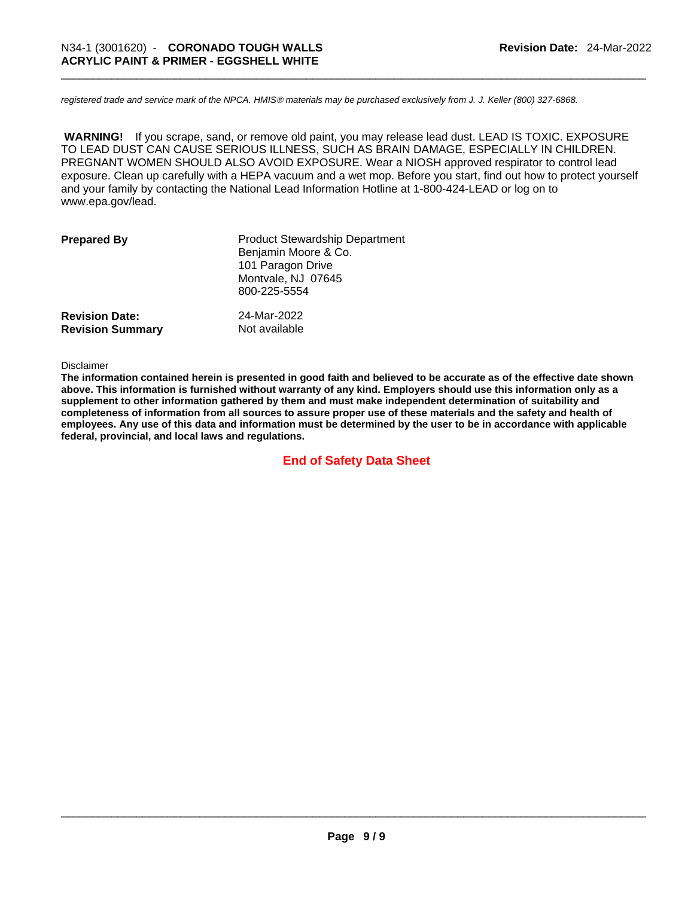*registered trade and service mark of the NPCA. HMIS® materials may be purchased exclusively from J. J. Keller (800) 327-6868.*

**WARNING!** If you scrape, sand, or remove old paint, you may release lead dust. LEAD IS TOXIC. EXPOSURE TO LEAD DUST CAN CAUSE SERIOUS ILLNESS, SUCH AS BRAIN DAMAGE, ESPECIALLY IN CHILDREN. PREGNANT WOMEN SHOULD ALSO AVOID EXPOSURE. Wear a NIOSH approved respirator to control lead exposure. Clean up carefully with a HEPA vacuum and a wet mop. Before you start, find out how to protect yourself and your family by contacting the National Lead Information Hotline at 1-800-424-LEAD or log on to www.epa.gov/lead.

| | |
|---|---|
| **Prepared By** | Product Stewardship Department<br>Benjamin Moore & Co.<br>101 Paragon Drive<br>Montvale, NJ 07645<br>800-225-5554 |
| **Revision Date:** | 24-Mar-2022 |
| **Revision Summary** | Not available |

Disclaimer

**The information contained herein is presented in good faith and believed to be accurate as of the effective date shown above. This information is furnished without warranty of any kind. Employers should use this information only as a supplement to other information gathered by them and must make independent determination of suitability and completeness of information from all sources to assure proper use of these materials and the safety and health of employees. Any use of this data and information must be determined by the user to be in accordance with applicable federal, provincial, and local laws and regulations.**

**End of Safety Data Sheet**